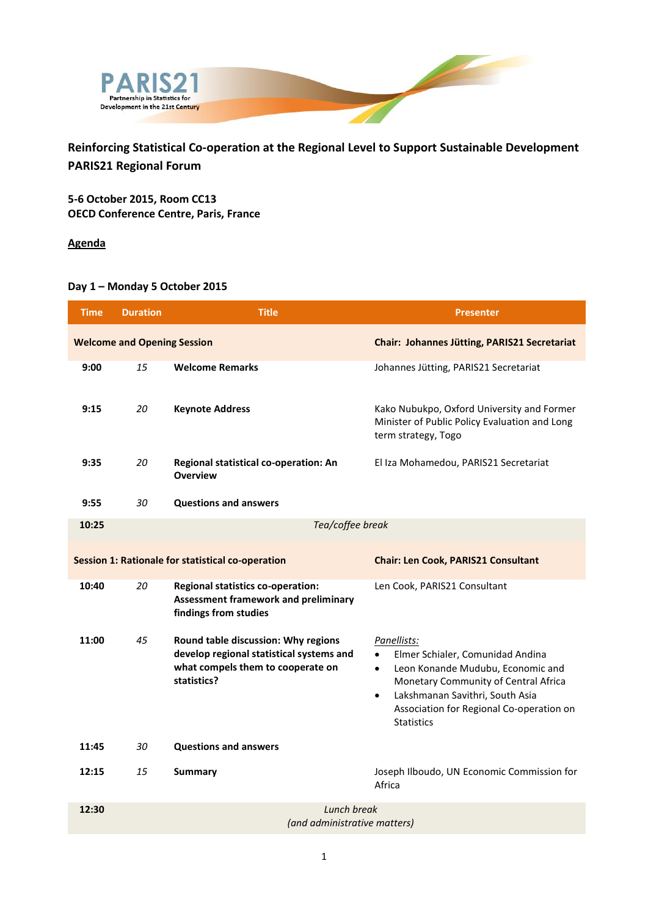PARIS21
Partnership in Statistics for Development in the 21st Century

# Reinforcing Statistical Co-operation at the Regional Level to Support Sustainable Development
## PARIS21 Regional Forum

**5-6 October 2015, Room CC13**
**OECD Conference Centre, Paris, France**

**Agenda**

### Day 1 – Monday 5 October 2015

| Time | Duration | Title | Presenter |
|---|---|---|---|
| **Welcome and Opening Session** | | | **Chair: Johannes Jütting, PARIS21 Secretariat** |
| **9:00** | *15* | **Welcome Remarks** | Johannes Jütting, PARIS21 Secretariat |
| **9:15** | *20* | **Keynote Address** | Kako Nubukpo, Oxford University and Former Minister of Public Policy Evaluation and Long term strategy, Togo |
| **9:35** | *20* | **Regional statistical co-operation: An Overview** | El Iza Mohamedou, PARIS21 Secretariat |
| **9:55** | *30* | **Questions and answers** | |
| **10:25** | | *Tea/coffee break* | |
| **Session 1: Rationale for statistical co-operation** | | | **Chair: Len Cook, PARIS21 Consultant** |
| **10:40** | *20* | **Regional statistics co-operation: Assessment framework and preliminary findings from studies** | Len Cook, PARIS21 Consultant |
| **11:00** | *45* | **Round table discussion: Why regions develop regional statistical systems and what compels them to cooperate on statistics?** | *Panellists:*<br>• Elmer Schialer, Comunidad Andina<br>• Leon Konande Mudubu, Economic and Monetary Community of Central Africa<br>• Lakshmanan Savithri, South Asia Association for Regional Co-operation on Statistics |
| **11:45** | *30* | **Questions and answers** | |
| **12:15** | *15* | **Summary** | Joseph Ilboudo, UN Economic Commission for Africa |
| **12:30** | | *Lunch break (and administrative matters)* | |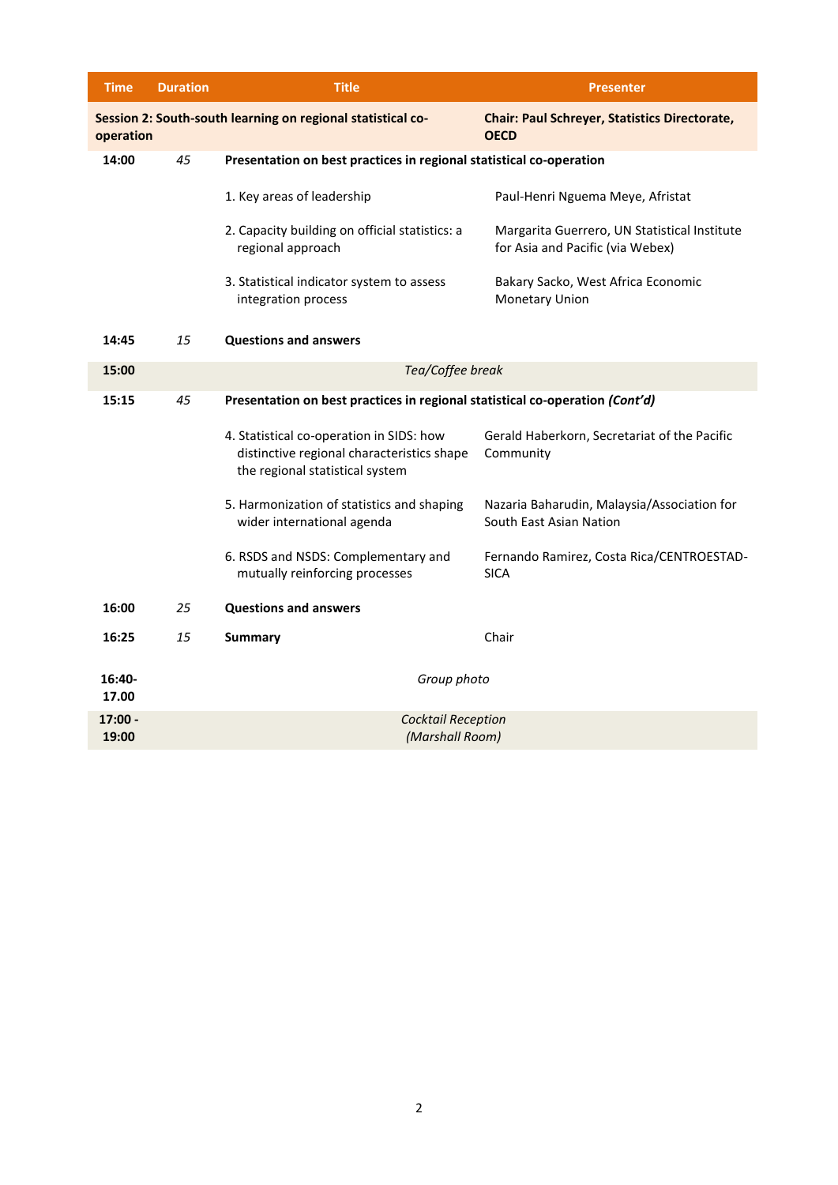| Time | Duration | Title | Presenter |
|---|---|---|---|
| **Session 2: South-south learning on regional statistical co-operation** | | | **Chair: Paul Schreyer, Statistics Directorate, OECD** |
| **14:00** | *45* | **Presentation on best practices in regional statistical co-operation** | |
| | | 1. Key areas of leadership | Paul-Henri Nguema Meye, Afristat |
| | | 2. Capacity building on official statistics: a regional approach | Margarita Guerrero, UN Statistical Institute for Asia and Pacific (via Webex) |
| | | 3. Statistical indicator system to assess integration process | Bakary Sacko, West Africa Economic Monetary Union |
| **14:45** | *15* | **Questions and answers** | |
| **15:00** | | *Tea/Coffee break* | |
| **15:15** | *45* | **Presentation on best practices in regional statistical co-operation *(Cont'd)*** | |
| | | 4. Statistical co-operation in SIDS: how distinctive regional characteristics shape the regional statistical system | Gerald Haberkorn, Secretariat of the Pacific Community |
| | | 5. Harmonization of statistics and shaping wider international agenda | Nazaria Baharudin, Malaysia/Association for South East Asian Nation |
| | | 6. RSDS and NSDS: Complementary and mutually reinforcing processes | Fernando Ramirez, Costa Rica/CENTROESTAD-SICA |
| **16:00** | *25* | **Questions and answers** | |
| **16:25** | *15* | **Summary** | Chair |
| **16:40-17.00** | | *Group photo* | |
| **17:00 - 19:00** | | *Cocktail Reception (Marshall Room)* | |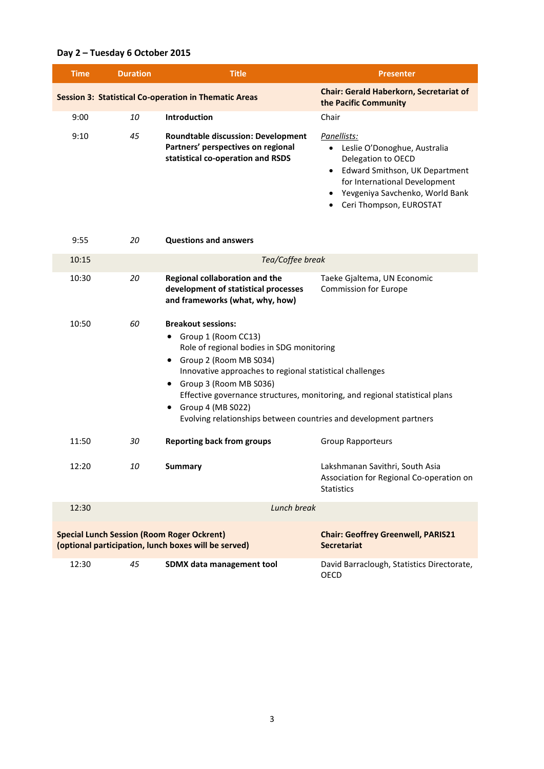## Day 2 – Tuesday 6 October 2015

| Time | Duration | Title | Presenter |
|---|---|---|---|
| **Session 3: Statistical Co-operation in Thematic Areas** | | | **Chair: Gerald Haberkorn, Secretariat of the Pacific Community** |
| 9:00 | *10* | **Introduction** | Chair |
| 9:10 | *45* | **Roundtable discussion: Development Partners' perspectives on regional statistical co-operation and RSDS** | *Panellists:* <br>• Leslie O'Donoghue, Australia Delegation to OECD <br>• Edward Smithson, UK Department for International Development <br>• Yevgeniya Savchenko, World Bank <br>• Ceri Thompson, EUROSTAT |
| 9:55 | *20* | **Questions and answers** | |
| 10:15 | | *Tea/Coffee break* | |
| 10:30 | *20* | **Regional collaboration and the development of statistical processes and frameworks (what, why, how)** | Taeke Gjaltema, UN Economic Commission for Europe |
| 10:50 | *60* | **Breakout sessions:** <br>• Group 1 (Room CC13) Role of regional bodies in SDG monitoring <br>• Group 2 (Room MB S034) Innovative approaches to regional statistical challenges <br>• Group 3 (Room MB S036) Effective governance structures, monitoring, and regional statistical plans <br>• Group 4 (MB S022) Evolving relationships between countries and development partners | |
| 11:50 | *30* | **Reporting back from groups** | Group Rapporteurs |
| 12:20 | *10* | **Summary** | Lakshmanan Savithri, South Asia Association for Regional Co-operation on Statistics |
| 12:30 | | *Lunch break* | |
| **Special Lunch Session (Room Roger Ockrent) (optional participation, lunch boxes will be served)** | | | **Chair: Geoffrey Greenwell, PARIS21 Secretariat** |
| 12:30 | *45* | **SDMX data management tool** | David Barraclough, Statistics Directorate, OECD |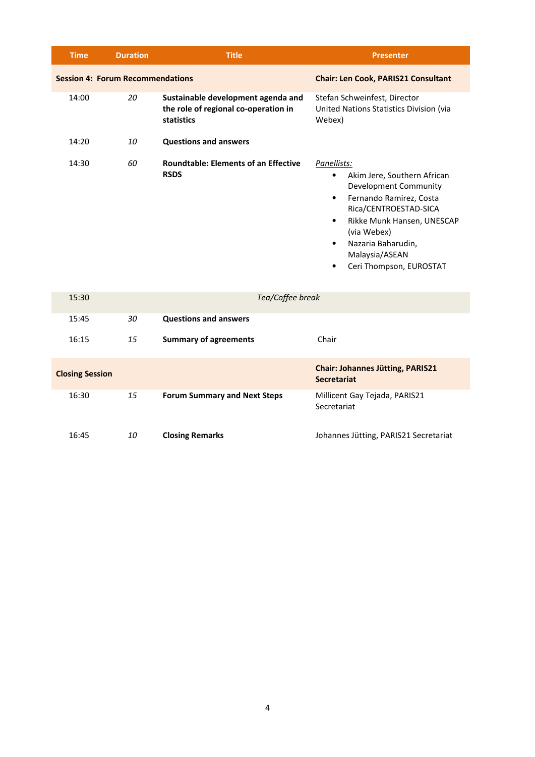| Time | Duration | Title | Presenter |
|---|---|---|---|
| **Session 4: Forum Recommendations** | | | **Chair: Len Cook, PARIS21 Consultant** |
| 14:00 | *20* | **Sustainable development agenda and the role of regional co-operation in statistics** | Stefan Schweinfest, Director United Nations Statistics Division (via Webex) |
| 14:20 | *10* | **Questions and answers** | |
| 14:30 | *60* | **Roundtable: Elements of an Effective RSDS** | *Panellists:* <br>• Akim Jere, Southern African Development Community <br>• Fernando Ramirez, Costa Rica/CENTROESTAD-SICA <br>• Rikke Munk Hansen, UNESCAP (via Webex) <br>• Nazaria Baharudin, Malaysia/ASEAN <br>• Ceri Thompson, EUROSTAT |
| 15:30 | | *Tea/Coffee break* | |
| 15:45 | *30* | **Questions and answers** | |
| 16:15 | *15* | **Summary of agreements** | Chair |
| **Closing Session** | | | **Chair: Johannes Jütting, PARIS21 Secretariat** |
| 16:30 | *15* | **Forum Summary and Next Steps** | Millicent Gay Tejada, PARIS21 Secretariat |
| 16:45 | *10* | **Closing Remarks** | Johannes Jütting, PARIS21 Secretariat |